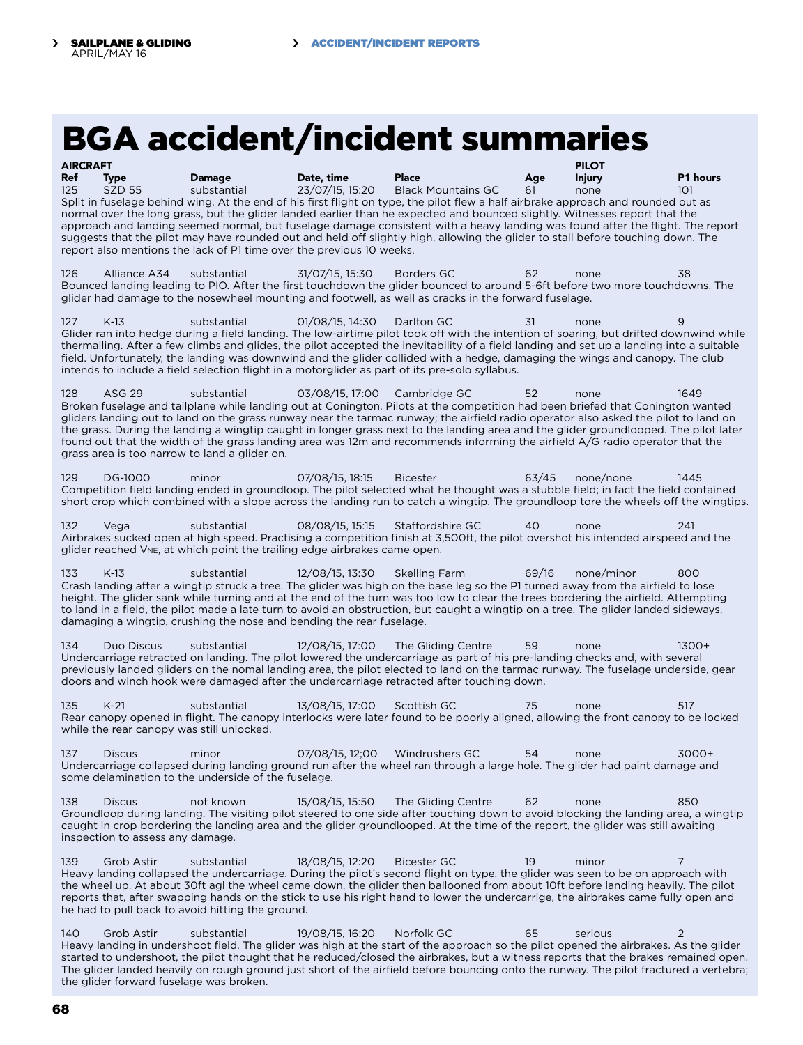# BGA accident/incident summaries

| AIRCRAFT | | | | | | PILOT | |
|---|---|---|---|---|---|---|---|
| Ref | Type | Damage | Date, time | Place | Age | Injury | P1 hours |
| 125 | SZD 55 | substantial | 23/07/15, 15:20 | Black Mountains GC | 61 | none | 101 |

Split in fuselage behind wing. At the end of his first flight on type, the pilot flew a half airbrake approach and rounded out as normal over the long grass, but the glider landed earlier than he expected and bounced slightly. Witnesses report that the approach and landing seemed normal, but fuselage damage consistent with a heavy landing was found after the flight. The report suggests that the pilot may have rounded out and held off slightly high, allowing the glider to stall before touching down. The report also mentions the lack of P1 time over the previous 10 weeks.

| Ref | Type | Damage | Date, time | Place | Age | Injury | P1 hours |
|---|---|---|---|---|---|---|---|
| 126 | Alliance A34 | substantial | 31/07/15, 15:30 | Borders GC | 62 | none | 38 |

Bounced landing leading to PIO. After the first touchdown the glider bounced to around 5-6ft before two more touchdowns. The glider had damage to the nosewheel mounting and footwell, as well as cracks in the forward fuselage.

| Ref | Type | Damage | Date, time | Place | Age | Injury | P1 hours |
|---|---|---|---|---|---|---|---|
| 127 | K-13 | substantial | 01/08/15, 14:30 | Darlton GC | 31 | none | 9 |

Glider ran into hedge during a field landing. The low-airtime pilot took off with the intention of soaring, but drifted downwind while thermalling. After a few climbs and glides, the pilot accepted the inevitability of a field landing and set up a landing into a suitable field. Unfortunately, the landing was downwind and the glider collided with a hedge, damaging the wings and canopy. The club intends to include a field selection flight in a motorglider as part of its pre-solo syllabus.

| Ref | Type | Damage | Date, time | Place | Age | Injury | P1 hours |
|---|---|---|---|---|---|---|---|
| 128 | ASG 29 | substantial | 03/08/15, 17:00 | Cambridge GC | 52 | none | 1649 |

Broken fuselage and tailplane while landing out at Conington. Pilots at the competition had been briefed that Conington wanted gliders landing out to land on the grass runway near the tarmac runway; the airfield radio operator also asked the pilot to land on the grass. During the landing a wingtip caught in longer grass next to the landing area and the glider groundlooped. The pilot later found out that the width of the grass landing area was 12m and recommends informing the airfield A/G radio operator that the grass area is too narrow to land a glider on.

| Ref | Type | Damage | Date, time | Place | Age | Injury | P1 hours |
|---|---|---|---|---|---|---|---|
| 129 | DG-1000 | minor | 07/08/15, 18:15 | Bicester | 63/45 | none/none | 1445 |

Competition field landing ended in groundloop. The pilot selected what he thought was a stubble field; in fact the field contained short crop which combined with a slope across the landing run to catch a wingtip. The groundloop tore the wheels off the wingtips.

| Ref | Type | Damage | Date, time | Place | Age | Injury | P1 hours |
|---|---|---|---|---|---|---|---|
| 132 | Vega | substantial | 08/08/15, 15:15 | Staffordshire GC | 40 | none | 241 |

Airbrakes sucked open at high speed. Practising a competition finish at 3,500ft, the pilot overshot his intended airspeed and the glider reached $V_{NE}$, at which point the trailing edge airbrakes came open.

| Ref | Type | Damage | Date, time | Place | Age | Injury | P1 hours |
|---|---|---|---|---|---|---|---|
| 133 | K-13 | substantial | 12/08/15, 13:30 | Skelling Farm | 69/16 | none/minor | 800 |

Crash landing after a wingtip struck a tree. The glider was high on the base leg so the P1 turned away from the airfield to lose height. The glider sank while turning and at the end of the turn was too low to clear the trees bordering the airfield. Attempting to land in a field, the pilot made a late turn to avoid an obstruction, but caught a wingtip on a tree. The glider landed sideways, damaging a wingtip, crushing the nose and bending the rear fuselage.

| Ref | Type | Damage | Date, time | Place | Age | Injury | P1 hours |
|---|---|---|---|---|---|---|---|
| 134 | Duo Discus | substantial | 12/08/15, 17:00 | The Gliding Centre | 59 | none | 1300+ |

Undercarriage retracted on landing. The pilot lowered the undercarriage as part of his pre-landing checks and, with several previously landed gliders on the nomal landing area, the pilot elected to land on the tarmac runway. The fuselage underside, gear doors and winch hook were damaged after the undercarriage retracted after touching down.

| Ref | Type | Damage | Date, time | Place | Age | Injury | P1 hours |
|---|---|---|---|---|---|---|---|
| 135 | K-21 | substantial | 13/08/15, 17:00 | Scottish GC | 75 | none | 517 |

Rear canopy opened in flight. The canopy interlocks were later found to be poorly aligned, allowing the front canopy to be locked while the rear canopy was still unlocked.

| Ref | Type | Damage | Date, time | Place | Age | Injury | P1 hours |
|---|---|---|---|---|---|---|---|
| 137 | Discus | minor | 07/08/15, 12;00 | Windrushers GC | 54 | none | 3000+ |

Undercarriage collapsed during landing ground run after the wheel ran through a large hole. The glider had paint damage and some delamination to the underside of the fuselage.

| Ref | Type | Damage | Date, time | Place | Age | Injury | P1 hours |
|---|---|---|---|---|---|---|---|
| 138 | Discus | not known | 15/08/15, 15:50 | The Gliding Centre | 62 | none | 850 |

Groundloop during landing. The visiting pilot steered to one side after touching down to avoid blocking the landing area, a wingtip caught in crop bordering the landing area and the glider groundlooped. At the time of the report, the glider was still awaiting inspection to assess any damage.

| Ref | Type | Damage | Date, time | Place | Age | Injury | P1 hours |
|---|---|---|---|---|---|---|---|
| 139 | Grob Astir | substantial | 18/08/15, 12:20 | Bicester GC | 19 | minor | 7 |

Heavy landing collapsed the undercarriage. During the pilot's second flight on type, the glider was seen to be on approach with the wheel up. At about 30ft agl the wheel came down, the glider then ballooned from about 10ft before landing heavily. The pilot reports that, after swapping hands on the stick to use his right hand to lower the undercarrige, the airbrakes came fully open and he had to pull back to avoid hitting the ground.

| Ref | Type | Damage | Date, time | Place | Age | Injury | P1 hours |
|---|---|---|---|---|---|---|---|
| 140 | Grob Astir | substantial | 19/08/15, 16:20 | Norfolk GC | 65 | serious | 2 |

Heavy landing in undershoot field. The glider was high at the start of the approach so the pilot opened the airbrakes. As the glider started to undershoot, the pilot thought that he reduced/closed the airbrakes, but a witness reports that the brakes remained open. The glider landed heavily on rough ground just short of the airfield before bouncing onto the runway. The pilot fractured a vertebra; the glider forward fuselage was broken.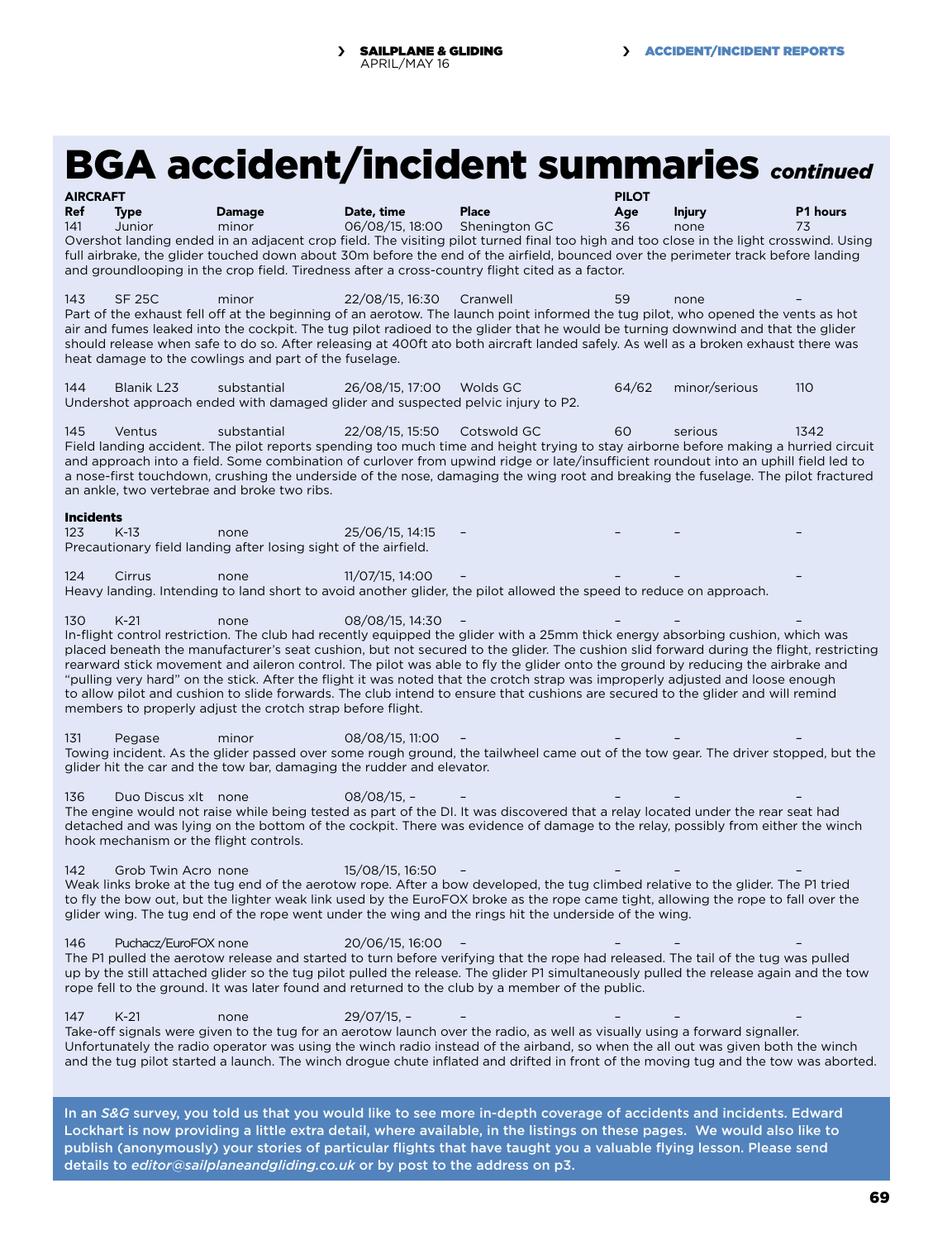# BGA accident/incident summaries *continued*

| AIRCRAFT | | | | | PILOT | | |
|---|---|---|---|---|---|---|---|
| **Ref** | **Type** | **Damage** | **Date, time** | **Place** | **Age** | **Injury** | **P1 hours** |
| 141 | Junior | minor | 06/08/15, 18:00 | Shenington GC | 36 | none | 73 |

Overshot landing ended in an adjacent crop field. The visiting pilot turned final too high and too close in the light crosswind. Using full airbrake, the glider touched down about 30m before the end of the airfield, bounced over the perimeter track before landing and groundlooping in the crop field. Tiredness after a cross-country flight cited as a factor.

| | | | | | | | |
|---|---|---|---|---|---|---|---|
| 143 | SF 25C | minor | 22/08/15, 16:30 | Cranwell | 59 | none | – |

Part of the exhaust fell off at the beginning of an aerotow. The launch point informed the tug pilot, who opened the vents as hot air and fumes leaked into the cockpit. The tug pilot radioed to the glider that he would be turning downwind and that the glider should release when safe to do so. After releasing at 400ft ato both aircraft landed safely. As well as a broken exhaust there was heat damage to the cowlings and part of the fuselage.

| | | | | | | | |
|---|---|---|---|---|---|---|---|
| 144 | Blanik L23 | substantial | 26/08/15, 17:00 | Wolds GC | 64/62 | minor/serious | 110 |

Undershot approach ended with damaged glider and suspected pelvic injury to P2.

| | | | | | | | |
|---|---|---|---|---|---|---|---|
| 145 | Ventus | substantial | 22/08/15, 15:50 | Cotswold GC | 60 | serious | 1342 |

Field landing accident. The pilot reports spending too much time and height trying to stay airborne before making a hurried circuit and approach into a field. Some combination of curlover from upwind ridge or late/insufficient roundout into an uphill field led to a nose-first touchdown, crushing the underside of the nose, damaging the wing root and breaking the fuselage. The pilot fractured an ankle, two vertebrae and broke two ribs.

**Incidents**

| | | | | | | | |
|---|---|---|---|---|---|---|---|
| 123 | K-13 | none | 25/06/15, 14:15 | – | – | – | – |

Precautionary field landing after losing sight of the airfield.

| | | | | | | | |
|---|---|---|---|---|---|---|---|
| 124 | Cirrus | none | 11/07/15, 14:00 | – | – | – | – |

Heavy landing. Intending to land short to avoid another glider, the pilot allowed the speed to reduce on approach.

| | | | | | | | |
|---|---|---|---|---|---|---|---|
| 130 | K-21 | none | 08/08/15, 14:30 | – | – | – | – |

In-flight control restriction. The club had recently equipped the glider with a 25mm thick energy absorbing cushion, which was placed beneath the manufacturer's seat cushion, but not secured to the glider. The cushion slid forward during the flight, restricting rearward stick movement and aileron control. The pilot was able to fly the glider onto the ground by reducing the airbrake and "pulling very hard" on the stick. After the flight it was noted that the crotch strap was improperly adjusted and loose enough to allow pilot and cushion to slide forwards. The club intend to ensure that cushions are secured to the glider and will remind members to properly adjust the crotch strap before flight.

| | | | | | | | |
|---|---|---|---|---|---|---|---|
| 131 | Pegase | minor | 08/08/15, 11:00 | – | – | – | – |

Towing incident. As the glider passed over some rough ground, the tailwheel came out of the tow gear. The driver stopped, but the glider hit the car and the tow bar, damaging the rudder and elevator.

| | | | | | | | |
|---|---|---|---|---|---|---|---|
| 136 | Duo Discus xlt | none | 08/08/15, – | – | – | – | – |

The engine would not raise while being tested as part of the DI. It was discovered that a relay located under the rear seat had detached and was lying on the bottom of the cockpit. There was evidence of damage to the relay, possibly from either the winch hook mechanism or the flight controls.

| | | | | | | | |
|---|---|---|---|---|---|---|---|
| 142 | Grob Twin Acro | none | 15/08/15, 16:50 | – | – | – | – |

Weak links broke at the tug end of the aerotow rope. After a bow developed, the tug climbed relative to the glider. The P1 tried to fly the bow out, but the lighter weak link used by the EuroFOX broke as the rope came tight, allowing the rope to fall over the glider wing. The tug end of the rope went under the wing and the rings hit the underside of the wing.

| | | | | | | | |
|---|---|---|---|---|---|---|---|
| 146 | Puchacz/EuroFOX | none | 20/06/15, 16:00 | – | – | – | – |

The P1 pulled the aerotow release and started to turn before verifying that the rope had released. The tail of the tug was pulled up by the still attached glider so the tug pilot pulled the release. The glider P1 simultaneously pulled the release again and the tow rope fell to the ground. It was later found and returned to the club by a member of the public.

| | | | | | | | |
|---|---|---|---|---|---|---|---|
| 147 | K-21 | none | 29/07/15, – | – | – | – | – |

Take-off signals were given to the tug for an aerotow launch over the radio, as well as visually using a forward signaller. Unfortunately the radio operator was using the winch radio instead of the airband, so when the all out was given both the winch and the tug pilot started a launch. The winch drogue chute inflated and drifted in front of the moving tug and the tow was aborted.

**In an *S&G* survey, you told us that you would like to see more in-depth coverage of accidents and incidents. Edward Lockhart is now providing a little extra detail, where available, in the listings on these pages. We would also like to publish (anonymously) your stories of particular flights that have taught you a valuable flying lesson. Please send details to *editor@sailplaneandgliding.co.uk* or by post to the address on p3.**